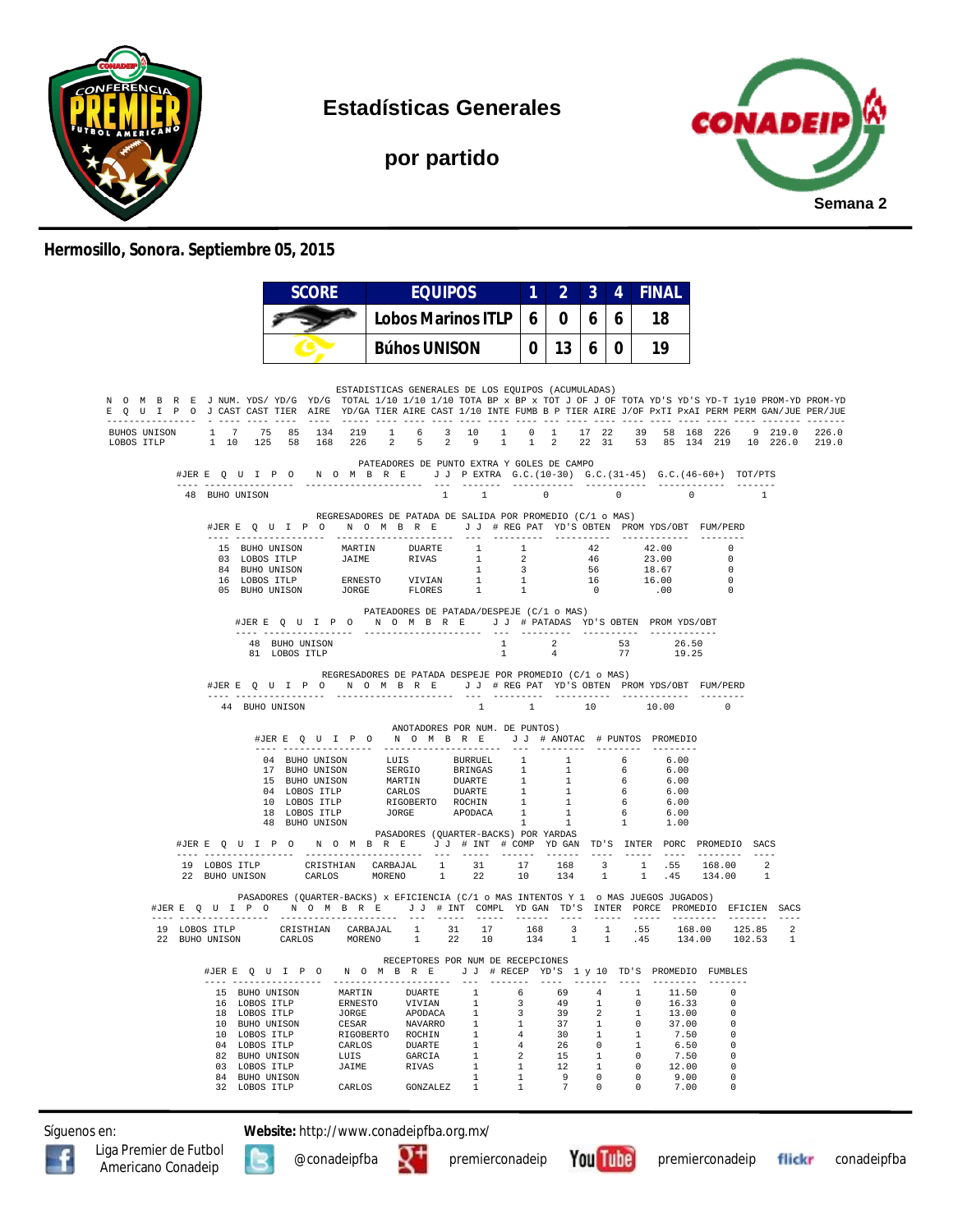# Estadísticas Generales

## por partido

Semana 2

**Hermosillo, Sonora. Septiembre 05, 2015**

| SCORE | EQUIPOS | 1 | 2 | 3 | 4 | FINAL |
|---|---|---|---|---|---|---|
| | Lobos Marinos ITLP | 6 | 0 | 6 | 6 | 18 |
| | Búhos UNISON | 0 | 13 | 6 | 0 | 19 |

### ESTADISTICAS GENERALES DE LOS EQUIPOS (ACUMULADAS)

| NOMBRE EQUIPO | J J | NUM. CAST | YDS/ CAST | YD/G TIER | YD/G AIRE | TOTAL YD/GA | 1/10 TIER | 1/10 AIRE | 1/10 CAST | TOTA 1/10 | BP x INTE | BP x FUMB | TOT B P | J OF TIER | J OF AIRE | TOTA J/OF | YD'S PxTI | YD'S PxAI | YD-T PERM | 1y10 PERM | PROM-YD GAN/JUE | PROM-YD PER/JUE |
|---|---|---|---|---|---|---|---|---|---|---|---|---|---|---|---|---|---|---|---|---|---|---|
| BUHOS UNISON | 1 | 7 | 75 | 85 | 134 | 219 | 1 | 6 | 3 | 10 | 1 | 0 | 1 | 17 | 22 | 39 | 58 | 168 | 226 | 9 | 219.0 | 226.0 |
| LOBOS ITLP | 1 | 10 | 125 | 58 | 168 | 226 | 2 | 5 | 2 | 9 | 1 | 1 | 2 | 22 | 31 | 53 | 85 | 134 | 219 | 10 | 226.0 | 219.0 |

### PATEADORES DE PUNTO EXTRA Y GOLES DE CAMPO

| #JER | EQUIPO | NOMBRE | J J | P EXTRA | G.C.(10-30) | G.C.(31-45) | G.C.(46-60+) | TOT/PTS |
|---|---|---|---|---|---|---|---|---|
| 48 | BUHO UNISON | | 1 | 1 | 0 | 0 | 0 | 1 |

### REGRESADORES DE PATADA DE SALIDA POR PROMEDIO (C/1 o MAS)

| #JER | EQUIPO | NOMBRE | | J J | # REG PAT | YD'S OBTEN | PROM YDS/OBT | FUM/PERD |
|---|---|---|---|---|---|---|---|---|
| 15 | BUHO UNISON | MARTIN | DUARTE | 1 | 1 | 42 | 42.00 | 0 |
| 03 | LOBOS ITLP | JAIME | RIVAS | 1 | 2 | 46 | 23.00 | 0 |
| 84 | BUHO UNISON | | | 1 | 3 | 56 | 18.67 | 0 |
| 16 | LOBOS ITLP | ERNESTO | VIVIAN | 1 | 1 | 16 | 16.00 | 0 |
| 05 | BUHO UNISON | JORGE | FLORES | 1 | 1 | 0 | .00 | 0 |

### PATEADORES DE PATADA/DESPEJE (C/1 o MAS)

| #JER | EQUIPO | NOMBRE | J J | # PATADAS | YD'S OBTEN | PROM YDS/OBT |
|---|---|---|---|---|---|---|
| 48 | BUHO UNISON | | 1 | 2 | 53 | 26.50 |
| 81 | LOBOS ITLP | | 1 | 4 | 77 | 19.25 |

### REGRESADORES DE PATADA DESPEJE POR PROMEDIO (C/1 o MAS)

| #JER | EQUIPO | NOMBRE | J J | # REG PAT | YD'S OBTEN | PROM YDS/OBT | FUM/PERD |
|---|---|---|---|---|---|---|---|
| 44 | BUHO UNISON | | 1 | 1 | 10 | 10.00 | 0 |

### ANOTADORES POR NUM. DE PUNTOS)

| #JER | EQUIPO | NOMBRE | | J J | # ANOTAC | # PUNTOS | PROMEDIO |
|---|---|---|---|---|---|---|---|
| 04 | BUHO UNISON | LUIS | BURRUEL | 1 | 1 | 6 | 6.00 |
| 17 | BUHO UNISON | SERGIO | BRINGAS | 1 | 1 | 6 | 6.00 |
| 15 | BUHO UNISON | MARTIN | DUARTE | 1 | 1 | 6 | 6.00 |
| 04 | LOBOS ITLP | CARLOS | DUARTE | 1 | 1 | 6 | 6.00 |
| 10 | LOBOS ITLP | RIGOBERTO | ROCHIN | 1 | 1 | 6 | 6.00 |
| 18 | LOBOS ITLP | JORGE | APODACA | 1 | 1 | 6 | 6.00 |
| 48 | BUHO UNISON | | | 1 | 1 | 1 | 1.00 |

### PASADORES (QUARTER-BACKS) POR YARDAS

| #JER | EQUIPO | NOMBRE | | J J | # INT | # COMP | YD GAN | TD'S | INTER | PORC | PROMEDIO | SACS |
|---|---|---|---|---|---|---|---|---|---|---|---|---|
| 19 | LOBOS ITLP | CRISTHIAN | CARBAJAL | 1 | 31 | 17 | 168 | 3 | 1 | .55 | 168.00 | 2 |
| 22 | BUHO UNISON | CARLOS | MORENO | 1 | 22 | 10 | 134 | 1 | 1 | .45 | 134.00 | 1 |

### PASADORES (QUARTER-BACKS) x EFICIENCIA (C/1 o MAS INTENTOS Y 1 o MAS JUEGOS JUGADOS)

| #JER | EQUIPO | NOMBRE | | J J | # INT | COMPL | YD GAN | TD'S | INTER | PORCE | PROMEDIO | EFICIEN | SACS |
|---|---|---|---|---|---|---|---|---|---|---|---|---|---|
| 19 | LOBOS ITLP | CRISTHIAN | CARBAJAL | 1 | 31 | 17 | 168 | 3 | 1 | .55 | 168.00 | 125.85 | 2 |
| 22 | BUHO UNISON | CARLOS | MORENO | 1 | 22 | 10 | 134 | 1 | 1 | .45 | 134.00 | 102.53 | 1 |

### RECEPTORES POR NUM DE RECEPCIONES

| #JER | EQUIPO | NOMBRE | | J J | # RECEP | YD'S | 1 y 10 | TD'S | PROMEDIO | FUMBLES |
|---|---|---|---|---|---|---|---|---|---|---|
| 15 | BUHO UNISON | MARTIN | DUARTE | 1 | 6 | 69 | 4 | 1 | 11.50 | 0 |
| 16 | LOBOS ITLP | ERNESTO | VIVIAN | 1 | 3 | 49 | 1 | 0 | 16.33 | 0 |
| 18 | LOBOS ITLP | JORGE | APODACA | 1 | 3 | 39 | 2 | 1 | 13.00 | 0 |
| 10 | BUHO UNISON | CESAR | NAVARRO | 1 | 1 | 37 | 1 | 0 | 37.00 | 0 |
| 10 | LOBOS ITLP | RIGOBERTO | ROCHIN | 1 | 4 | 30 | 1 | 1 | 7.50 | 0 |
| 04 | LOBOS ITLP | CARLOS | DUARTE | 1 | 4 | 26 | 0 | 1 | 6.50 | 0 |
| 82 | BUHO UNISON | LUIS | GARCIA | 1 | 2 | 15 | 1 | 0 | 7.50 | 0 |
| 03 | LOBOS ITLP | JAIME | RIVAS | 1 | 1 | 12 | 1 | 0 | 12.00 | 0 |
| 84 | BUHO UNISON | | | 1 | 1 | 9 | 0 | 0 | 9.00 | 0 |
| 32 | LOBOS ITLP | CARLOS | GONZALEZ | 1 | 1 | 7 | 0 | 0 | 7.00 | 0 |

Síguenos en: **Website:** http://www.conadeipfba.org.mx/

Liga Premier de Futbol Americano Conadeip | @conadeipfba | premierconadeip | premierconadeip | conadeipfba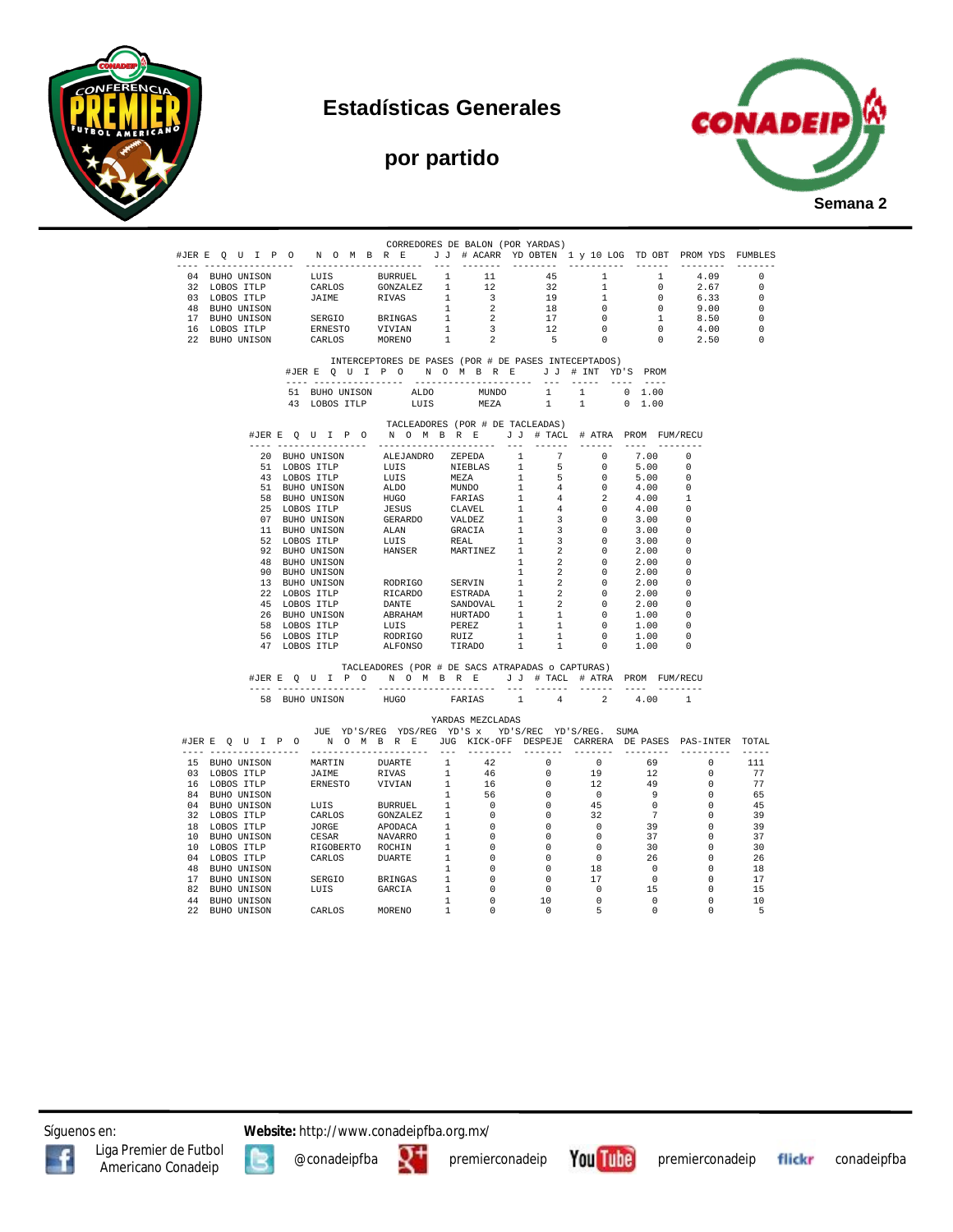# Estadísticas Generales

## por partido

Semana 2

### CORREDORES DE BALON (POR YARDAS)

| #JER | E Q U I P O | N O M B R E | | J J | # ACARR | YD OBTEN | 1 y 10 LOG | TD OBT | PROM YDS | FUMBLES |
|---|---|---|---|---|---|---|---|---|---|---|
| 04 | BUHO UNISON | LUIS | BURRUEL | 1 | 11 | 45 | 1 | 1 | 4.09 | 0 |
| 32 | LOBOS ITLP | CARLOS | GONZALEZ | 1 | 12 | 32 | 1 | 0 | 2.67 | 0 |
| 03 | LOBOS ITLP | JAIME | RIVAS | 1 | 3 | 19 | 1 | 0 | 6.33 | 0 |
| 48 | BUHO UNISON | | | 1 | 2 | 18 | 0 | 0 | 9.00 | 0 |
| 17 | BUHO UNISON | SERGIO | BRINGAS | 1 | 2 | 17 | 0 | 1 | 8.50 | 0 |
| 16 | LOBOS ITLP | ERNESTO | VIVIAN | 1 | 3 | 12 | 0 | 0 | 4.00 | 0 |
| 22 | BUHO UNISON | CARLOS | MORENO | 1 | 2 | 5 | 0 | 0 | 2.50 | 0 |

### INTERCEPTORES DE PASES (POR # DE PASES INTECEPTADOS)

| #JER | E Q U I P O | N O M B R E | | J J | # INT | YD'S | PROM |
|---|---|---|---|---|---|---|---|
| 51 | BUHO UNISON | ALDO | MUNDO | 1 | 1 | 0 | 1.00 |
| 43 | LOBOS ITLP | LUIS | MEZA | 1 | 1 | 0 | 1.00 |

### TACLEADORES (POR # DE TACLEADAS)

| #JER | E Q U I P O | N O M B R E | | J J | # TACL | # ATRA | PROM | FUM/RECU |
|---|---|---|---|---|---|---|---|---|
| 20 | BUHO UNISON | ALEJANDRO | ZEPEDA | 1 | 7 | 0 | 7.00 | 0 |
| 51 | LOBOS ITLP | LUIS | NIEBLAS | 1 | 5 | 0 | 5.00 | 0 |
| 43 | LOBOS ITLP | LUIS | MEZA | 1 | 5 | 0 | 5.00 | 0 |
| 51 | BUHO UNISON | ALDO | MUNDO | 1 | 4 | 0 | 4.00 | 0 |
| 58 | BUHO UNISON | HUGO | FARIAS | 1 | 4 | 2 | 4.00 | 1 |
| 25 | LOBOS ITLP | JESUS | CLAVEL | 1 | 4 | 0 | 4.00 | 0 |
| 07 | BUHO UNISON | GERARDO | VALDEZ | 1 | 3 | 0 | 3.00 | 0 |
| 11 | BUHO UNISON | ALAN | GRACIA | 1 | 3 | 0 | 3.00 | 0 |
| 52 | LOBOS ITLP | LUIS | REAL | 1 | 3 | 0 | 3.00 | 0 |
| 92 | BUHO UNISON | HANSER | MARTINEZ | 1 | 2 | 0 | 2.00 | 0 |
| 48 | BUHO UNISON | | | 1 | 2 | 0 | 2.00 | 0 |
| 90 | BUHO UNISON | | | 1 | 2 | 0 | 2.00 | 0 |
| 13 | BUHO UNISON | RODRIGO | SERVIN | 1 | 2 | 0 | 2.00 | 0 |
| 22 | LOBOS ITLP | RICARDO | ESTRADA | 1 | 2 | 0 | 2.00 | 0 |
| 45 | LOBOS ITLP | DANTE | SANDOVAL | 1 | 2 | 0 | 2.00 | 0 |
| 26 | BUHO UNISON | ABRAHAM | HURTADO | 1 | 1 | 0 | 1.00 | 0 |
| 58 | LOBOS ITLP | LUIS | PEREZ | 1 | 1 | 0 | 1.00 | 0 |
| 56 | LOBOS ITLP | RODRIGO | RUIZ | 1 | 1 | 0 | 1.00 | 0 |
| 47 | LOBOS ITLP | ALFONSO | TIRADO | 1 | 1 | 0 | 1.00 | 0 |

### TACLEADORES (POR # DE SACS ATRAPADAS o CAPTURAS)

| #JER | E Q U I P O | N O M B R E | | J J | # TACL | # ATRA | PROM | FUM/RECU |
|---|---|---|---|---|---|---|---|---|
| 58 | BUHO UNISON | HUGO | FARIAS | 1 | 4 | 2 | 4.00 | 1 |

### YARDAS MEZCLADAS

| #JER | E Q U I P O | N O M B R E | | JUE JUG | YD'S/REG KICK-OFF | YDS/REG DESPEJE | YD'S x CARRERA | YD'S/REC DE PASES | YD'S/REG. PAS-INTER | SUMA TOTAL |
|---|---|---|---|---|---|---|---|---|---|---|
| 15 | BUHO UNISON | MARTIN | DUARTE | 1 | 42 | 0 | 0 | 69 | 0 | 111 |
| 03 | LOBOS ITLP | JAIME | RIVAS | 1 | 46 | 0 | 19 | 12 | 0 | 77 |
| 16 | LOBOS ITLP | ERNESTO | VIVIAN | 1 | 16 | 0 | 12 | 49 | 0 | 77 |
| 84 | BUHO UNISON | | | 1 | 56 | 0 | 0 | 9 | 0 | 65 |
| 04 | BUHO UNISON | LUIS | BURRUEL | 1 | 0 | 0 | 45 | 0 | 0 | 45 |
| 32 | LOBOS ITLP | CARLOS | GONZALEZ | 1 | 0 | 0 | 32 | 7 | 0 | 39 |
| 18 | LOBOS ITLP | JORGE | APODACA | 1 | 0 | 0 | 0 | 39 | 0 | 39 |
| 10 | BUHO UNISON | CESAR | NAVARRO | 1 | 0 | 0 | 0 | 37 | 0 | 37 |
| 10 | LOBOS ITLP | RIGOBERTO | ROCHIN | 1 | 0 | 0 | 0 | 30 | 0 | 30 |
| 04 | LOBOS ITLP | CARLOS | DUARTE | 1 | 0 | 0 | 0 | 26 | 0 | 26 |
| 48 | BUHO UNISON | | | 1 | 0 | 0 | 18 | 0 | 0 | 18 |
| 17 | BUHO UNISON | SERGIO | BRINGAS | 1 | 0 | 0 | 17 | 0 | 0 | 17 |
| 82 | BUHO UNISON | LUIS | GARCIA | 1 | 0 | 0 | 0 | 15 | 0 | 15 |
| 44 | BUHO UNISON | | | 1 | 0 | 10 | 0 | 0 | 0 | 10 |
| 22 | BUHO UNISON | CARLOS | MORENO | 1 | 0 | 0 | 5 | 0 | 0 | 5 |

Síguenos en: Liga Premier de Futbol Americano Conadeip

**Website:** http://www.conadeipfba.org.mx/

@conadeipfba premierconadeip premierconadeip conadeipfba